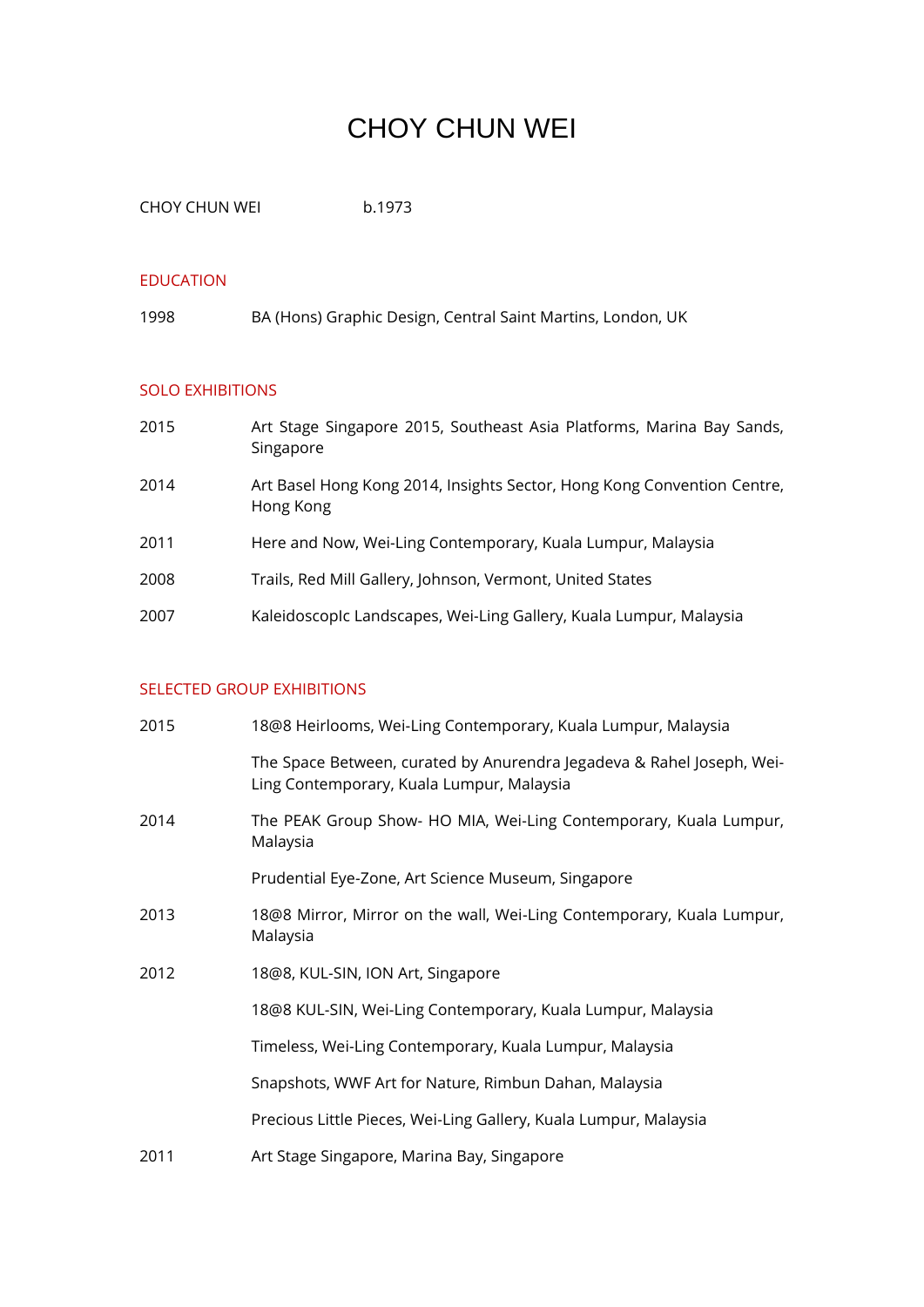# CHOY CHUN WEI

CHOY CHUN WEI b.1973

## EDUCATION

1998 BA (Hons) Graphic Design, Central Saint Martins, London, UK

## SOLO EXHIBITIONS

| | |
|---|---|
| 2015 | Art Stage Singapore 2015, Southeast Asia Platforms, Marina Bay Sands, Singapore |
| 2014 | Art Basel Hong Kong 2014, Insights Sector, Hong Kong Convention Centre, Hong Kong |
| 2011 | Here and Now, Wei-Ling Contemporary, Kuala Lumpur, Malaysia |
| 2008 | Trails, Red Mill Gallery, Johnson, Vermont, United States |
| 2007 | KaleidoscopIc Landscapes, Wei-Ling Gallery, Kuala Lumpur, Malaysia |

## SELECTED GROUP EXHIBITIONS

| | |
|---|---|
| 2015 | 18@8 Heirlooms, Wei-Ling Contemporary, Kuala Lumpur, Malaysia |
| | The Space Between, curated by Anurendra Jegadeva & Rahel Joseph, Wei-Ling Contemporary, Kuala Lumpur, Malaysia |
| 2014 | The PEAK Group Show- HO MIA, Wei-Ling Contemporary, Kuala Lumpur, Malaysia |
| | Prudential Eye-Zone, Art Science Museum, Singapore |
| 2013 | 18@8 Mirror, Mirror on the wall, Wei-Ling Contemporary, Kuala Lumpur, Malaysia |
| 2012 | 18@8, KUL-SIN, ION Art, Singapore |
| | 18@8 KUL-SIN, Wei-Ling Contemporary, Kuala Lumpur, Malaysia |
| | Timeless, Wei-Ling Contemporary, Kuala Lumpur, Malaysia |
| | Snapshots, WWF Art for Nature, Rimbun Dahan, Malaysia |
| | Precious Little Pieces, Wei-Ling Gallery, Kuala Lumpur, Malaysia |
| 2011 | Art Stage Singapore, Marina Bay, Singapore |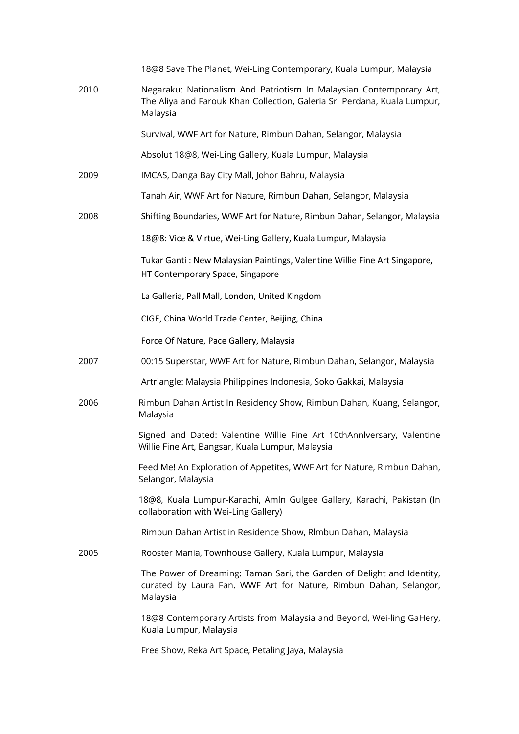| | |
|---|---|
| | 18@8 Save The Planet, Wei-Ling Contemporary, Kuala Lumpur, Malaysia |
| 2010 | Negaraku: Nationalism And Patriotism In Malaysian Contemporary Art, The Aliya and Farouk Khan Collection, Galeria Sri Perdana, Kuala Lumpur, Malaysia |
| | Survival, WWF Art for Nature, Rimbun Dahan, Selangor, Malaysia |
| | Absolut 18@8, Wei-Ling Gallery, Kuala Lumpur, Malaysia |
| 2009 | IMCAS, Danga Bay City Mall, Johor Bahru, Malaysia |
| | Tanah Air, WWF Art for Nature, Rimbun Dahan, Selangor, Malaysia |
| 2008 | Shifting Boundaries, WWF Art for Nature, Rimbun Dahan, Selangor, Malaysia |
| | 18@8: Vice & Virtue, Wei-Ling Gallery, Kuala Lumpur, Malaysia |
| | Tukar Ganti : New Malaysian Paintings, Valentine Willie Fine Art Singapore, HT Contemporary Space, Singapore |
| | La Galleria, Pall Mall, London, United Kingdom |
| | CIGE, China World Trade Center, Beijing, China |
| | Force Of Nature, Pace Gallery, Malaysia |
| 2007 | 00:15 Superstar, WWF Art for Nature, Rimbun Dahan, Selangor, Malaysia |
| | Artriangle: Malaysia Philippines Indonesia, Soko Gakkai, Malaysia |
| 2006 | Rimbun Dahan Artist In Residency Show, Rimbun Dahan, Kuang, Selangor, Malaysia |
| | Signed and Dated: Valentine Willie Fine Art 10thAnnlversary, Valentine Willie Fine Art, Bangsar, Kuala Lumpur, Malaysia |
| | Feed Me! An Exploration of Appetites, WWF Art for Nature, Rimbun Dahan, Selangor, Malaysia |
| | 18@8, Kuala Lumpur-Karachi, Amln Gulgee Gallery, Karachi, Pakistan (In collaboration with Wei-Ling Gallery) |
| | Rimbun Dahan Artist in Residence Show, Rlmbun Dahan, Malaysia |
| 2005 | Rooster Mania, Townhouse Gallery, Kuala Lumpur, Malaysia |
| | The Power of Dreaming: Taman Sari, the Garden of Delight and Identity, curated by Laura Fan. WWF Art for Nature, Rimbun Dahan, Selangor, Malaysia |
| | 18@8 Contemporary Artists from Malaysia and Beyond, Wei-ling GaHery, Kuala Lumpur, Malaysia |
| | Free Show, Reka Art Space, Petaling Jaya, Malaysia |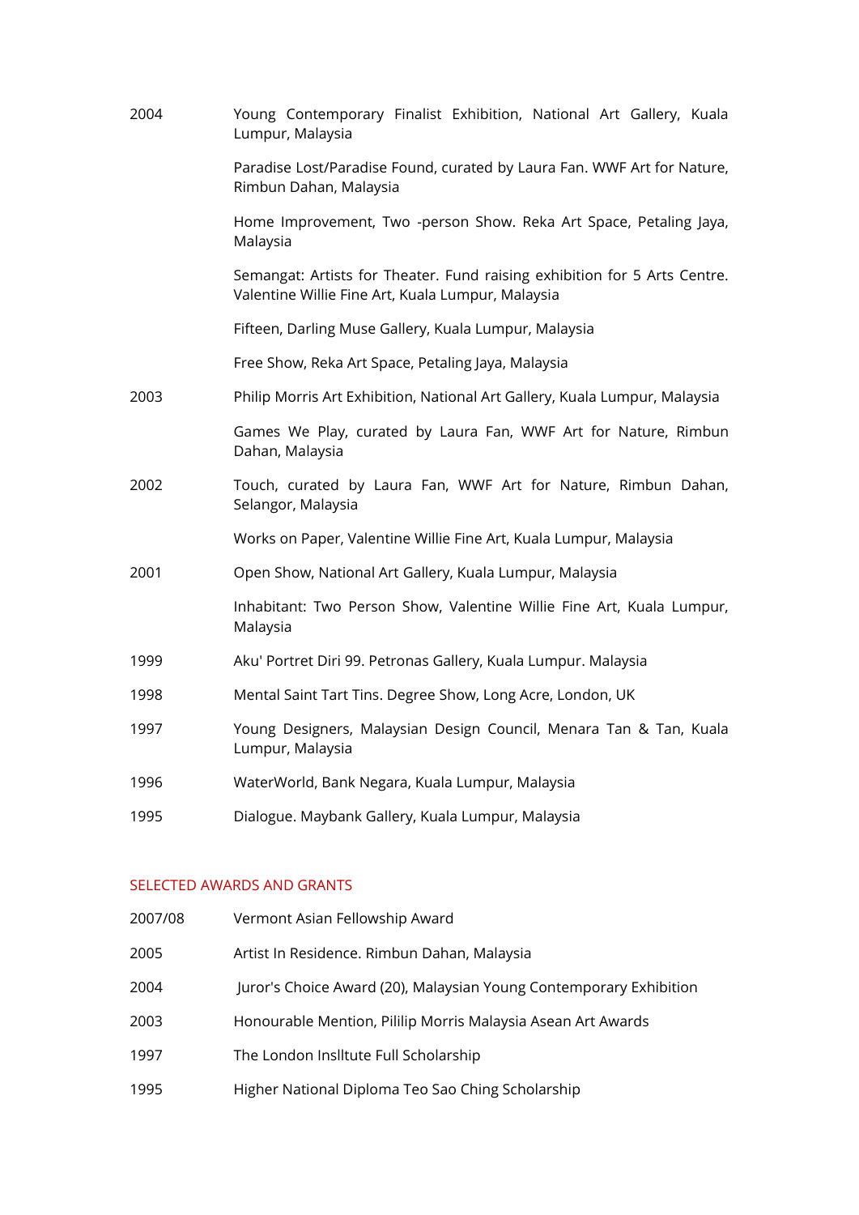| | |
|---|---|
| 2004 | Young Contemporary Finalist Exhibition, National Art Gallery, Kuala Lumpur, Malaysia |
| | Paradise Lost/Paradise Found, curated by Laura Fan. WWF Art for Nature, Rimbun Dahan, Malaysia |
| | Home Improvement, Two -person Show. Reka Art Space, Petaling Jaya, Malaysia |
| | Semangat: Artists for Theater. Fund raising exhibition for 5 Arts Centre. Valentine Willie Fine Art, Kuala Lumpur, Malaysia |
| | Fifteen, Darling Muse Gallery, Kuala Lumpur, Malaysia |
| | Free Show, Reka Art Space, Petaling Jaya, Malaysia |
| 2003 | Philip Morris Art Exhibition, National Art Gallery, Kuala Lumpur, Malaysia |
| | Games We Play, curated by Laura Fan, WWF Art for Nature, Rimbun Dahan, Malaysia |
| 2002 | Touch, curated by Laura Fan, WWF Art for Nature, Rimbun Dahan, Selangor, Malaysia |
| | Works on Paper, Valentine Willie Fine Art, Kuala Lumpur, Malaysia |
| 2001 | Open Show, National Art Gallery, Kuala Lumpur, Malaysia |
| | Inhabitant: Two Person Show, Valentine Willie Fine Art, Kuala Lumpur, Malaysia |
| 1999 | Aku' Portret Diri 99. Petronas Gallery, Kuala Lumpur. Malaysia |
| 1998 | Mental Saint Tart Tins. Degree Show, Long Acre, London, UK |
| 1997 | Young Designers, Malaysian Design Council, Menara Tan & Tan, Kuala Lumpur, Malaysia |
| 1996 | WaterWorld, Bank Negara, Kuala Lumpur, Malaysia |
| 1995 | Dialogue. Maybank Gallery, Kuala Lumpur, Malaysia |

## SELECTED AWARDS AND GRANTS

| | |
|---|---|
| 2007/08 | Vermont Asian Fellowship Award |
| 2005 | Artist In Residence. Rimbun Dahan, Malaysia |
| 2004 | Juror's Choice Award (20), Malaysian Young Contemporary Exhibition |
| 2003 | Honourable Mention, Pililip Morris Malaysia Asean Art Awards |
| 1997 | The London Inslltute Full Scholarship |
| 1995 | Higher National Diploma Teo Sao Ching Scholarship |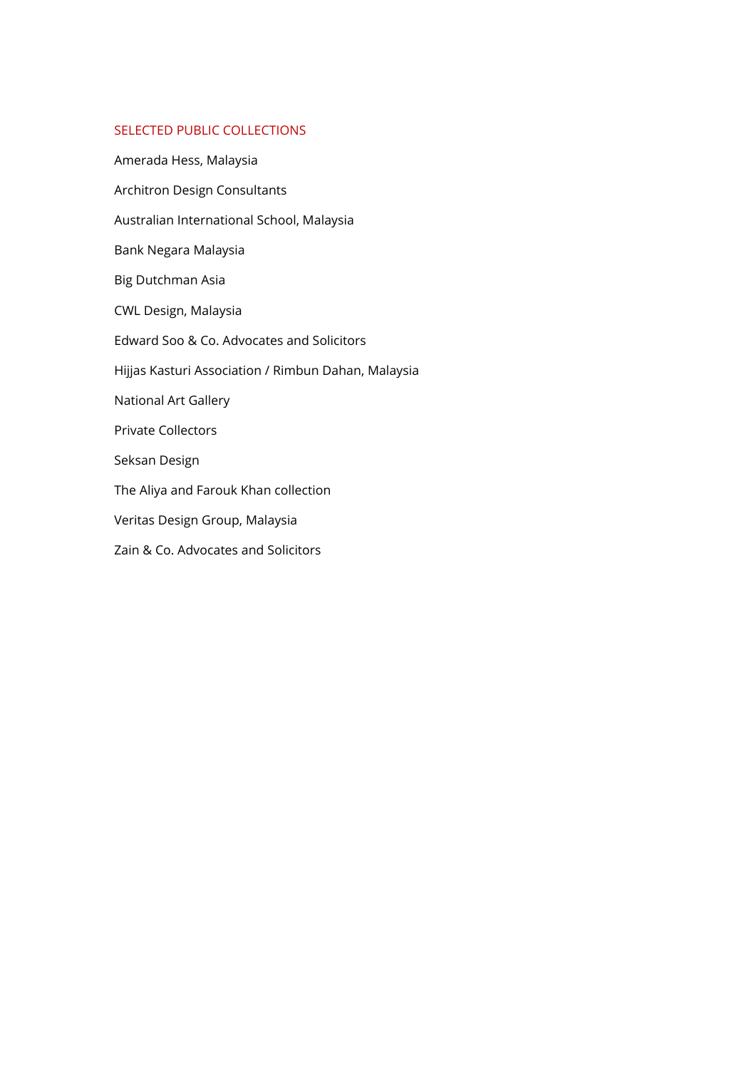## SELECTED PUBLIC COLLECTIONS

Amerada Hess, Malaysia

Architron Design Consultants

Australian International School, Malaysia

Bank Negara Malaysia

Big Dutchman Asia

CWL Design, Malaysia

Edward Soo & Co. Advocates and Solicitors

Hijjas Kasturi Association / Rimbun Dahan, Malaysia

National Art Gallery

Private Collectors

Seksan Design

The Aliya and Farouk Khan collection

Veritas Design Group, Malaysia

Zain & Co. Advocates and Solicitors